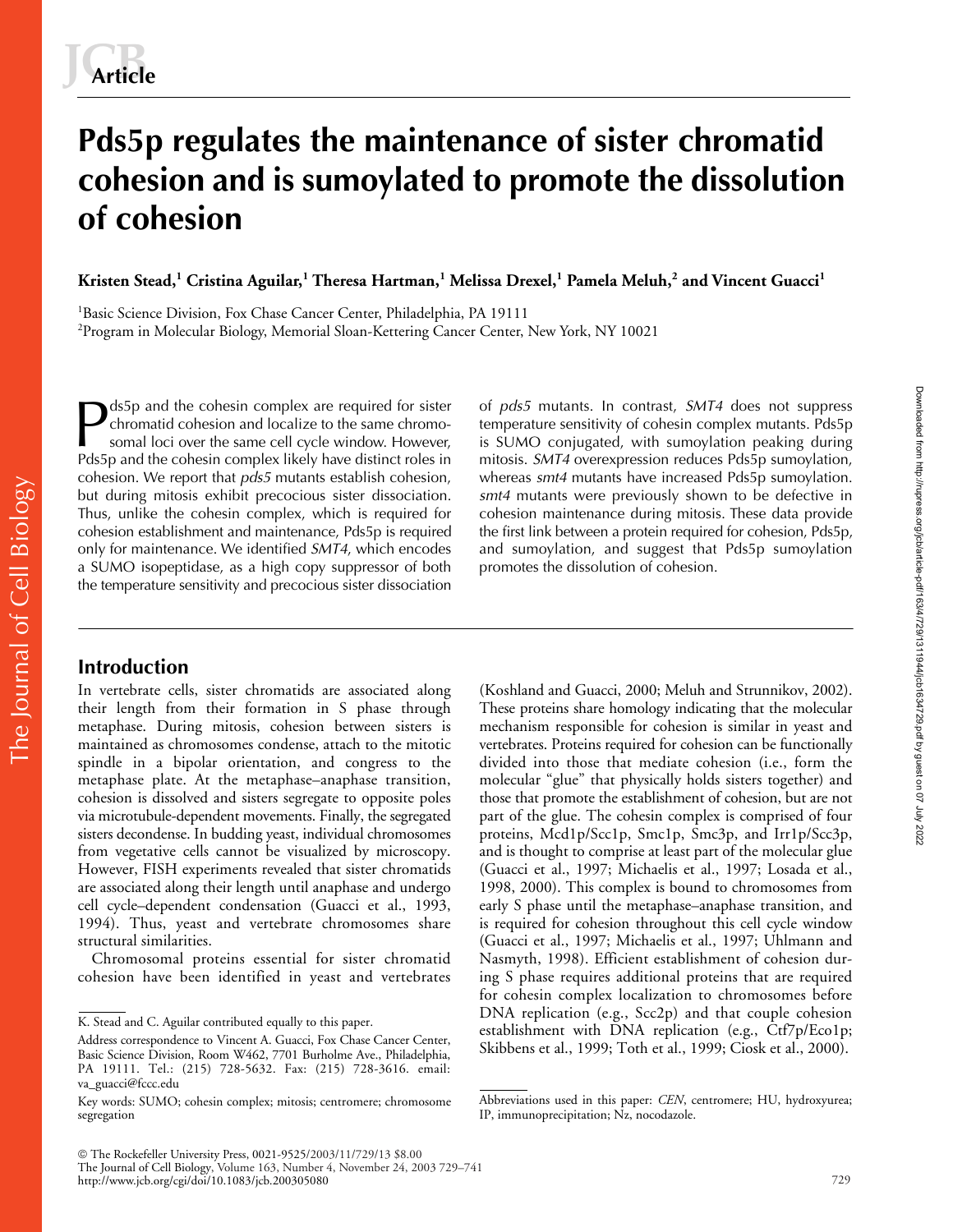# Pds5p regulates the maintenance of sister chromatid cohesion and is sumoylated to promote the dissolution of cohesion

**Kristen Stead,[1] Cristina Aguilar,[1] Theresa Hartman,[1] Melissa Drexel,[1] Pamela Meluh,[2] and Vincent Guacci[1]**

[1]Basic Science Division, Fox Chase Cancer Center, Philadelphia, PA 19111
[2]Program in Molecular Biology, Memorial Sloan-Kettering Cancer Center, New York, NY 10021

Pds5p and the cohesin complex are required for sister chromatid cohesion and localize to the same chromosomal loci over the same cell cycle window. However, Pds5p and the cohesin complex likely have distinct roles in cohesion. We report that *pds5* mutants establish cohesion, but during mitosis exhibit precocious sister dissociation. Thus, unlike the cohesin complex, which is required for cohesion establishment and maintenance, Pds5p is required only for maintenance. We identified *SMT4*, which encodes a SUMO isopeptidase, as a high copy suppressor of both the temperature sensitivity and precocious sister dissociation of *pds5* mutants. In contrast, *SMT4* does not suppress temperature sensitivity of cohesin complex mutants. Pds5p is SUMO conjugated, with sumoylation peaking during mitosis. *SMT4* overexpression reduces Pds5p sumoylation, whereas *smt4* mutants have increased Pds5p sumoylation. *smt4* mutants were previously shown to be defective in cohesion maintenance during mitosis. These data provide the first link between a protein required for cohesion, Pds5p, and sumoylation, and suggest that Pds5p sumoylation promotes the dissolution of cohesion.

## Introduction

In vertebrate cells, sister chromatids are associated along their length from their formation in S phase through metaphase. During mitosis, cohesion between sisters is maintained as chromosomes condense, attach to the mitotic spindle in a bipolar orientation, and congress to the metaphase plate. At the metaphase–anaphase transition, cohesion is dissolved and sisters segregate to opposite poles via microtubule-dependent movements. Finally, the segregated sisters decondense. In budding yeast, individual chromosomes from vegetative cells cannot be visualized by microscopy. However, FISH experiments revealed that sister chromatids are associated along their length until anaphase and undergo cell cycle–dependent condensation (Guacci et al., 1993, 1994). Thus, yeast and vertebrate chromosomes share structural similarities.

Chromosomal proteins essential for sister chromatid cohesion have been identified in yeast and vertebrates (Koshland and Guacci, 2000; Meluh and Strunnikov, 2002). These proteins share homology indicating that the molecular mechanism responsible for cohesion is similar in yeast and vertebrates. Proteins required for cohesion can be functionally divided into those that mediate cohesion (i.e., form the molecular "glue" that physically holds sisters together) and those that promote the establishment of cohesion, but are not part of the glue. The cohesin complex is comprised of four proteins, Mcd1p/Scc1p, Smc1p, Smc3p, and Irr1p/Scc3p, and is thought to comprise at least part of the molecular glue (Guacci et al., 1997; Michaelis et al., 1997; Losada et al., 1998, 2000). This complex is bound to chromosomes from early S phase until the metaphase–anaphase transition, and is required for cohesion throughout this cell cycle window (Guacci et al., 1997; Michaelis et al., 1997; Uhlmann and Nasmyth, 1998). Efficient establishment of cohesion during S phase requires additional proteins that are required for cohesin complex localization to chromosomes before DNA replication (e.g., Scc2p) and that couple cohesion establishment with DNA replication (e.g., Ctf7p/Eco1p; Skibbens et al., 1999; Toth et al., 1999; Ciosk et al., 2000).

K. Stead and C. Aguilar contributed equally to this paper.

Address correspondence to Vincent A. Guacci, Fox Chase Cancer Center, Basic Science Division, Room W462, 7701 Burholme Ave., Philadelphia, PA 19111. Tel.: (215) 728-5632. Fax: (215) 728-3616. email: va_guacci@fccc.edu

Key words: SUMO; cohesin complex; mitosis; centromere; chromosome segregation

Abbreviations used in this paper: *CEN*, centromere; HU, hydroxyurea; IP, immunoprecipitation; Nz, nocodazole.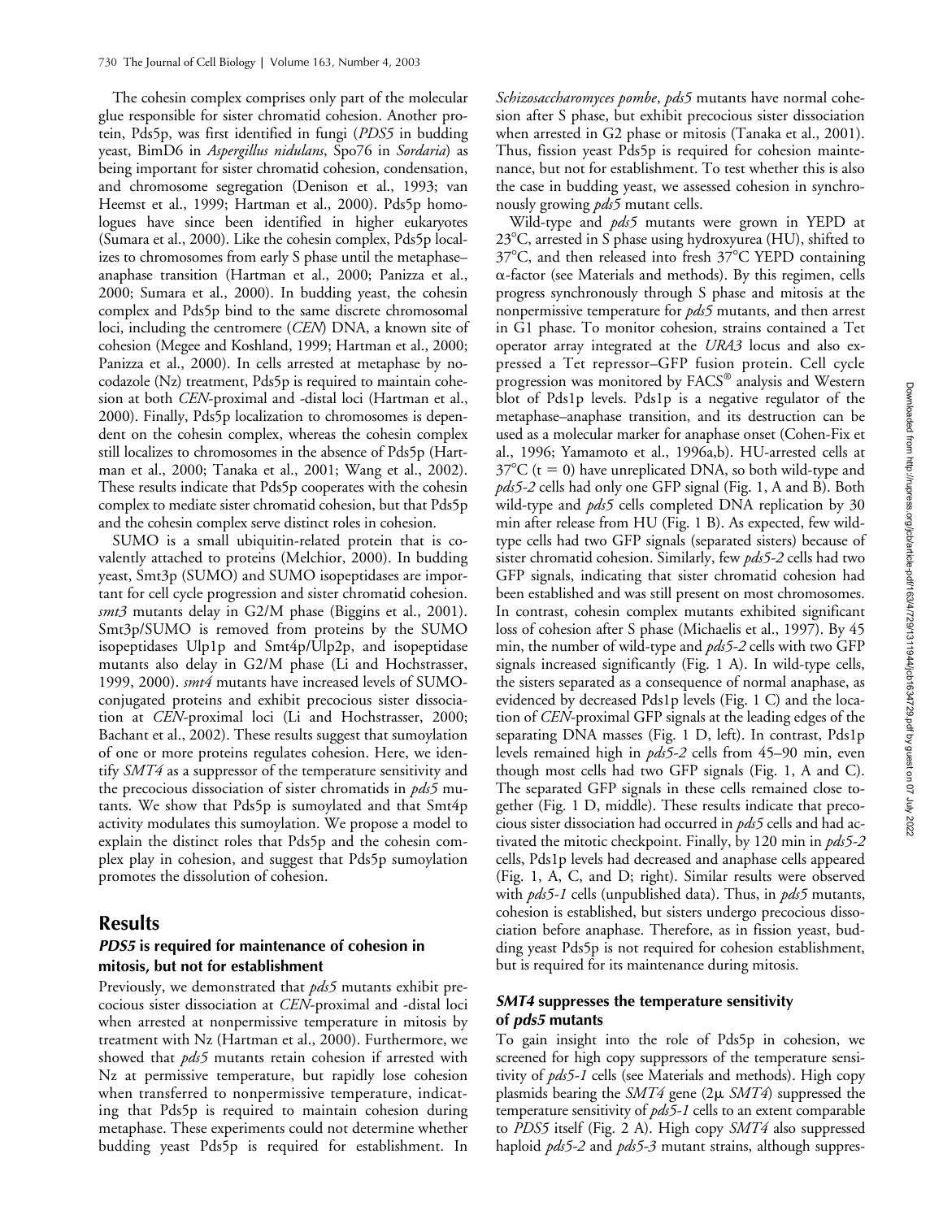The cohesin complex comprises only part of the molecular glue responsible for sister chromatid cohesion. Another protein, Pds5p, was first identified in fungi (*PDS5* in budding yeast, BimD6 in *Aspergillus nidulans*, Spo76 in *Sordaria*) as being important for sister chromatid cohesion, condensation, and chromosome segregation (Denison et al., 1993; van Heemst et al., 1999; Hartman et al., 2000). Pds5p homologues have since been identified in higher eukaryotes (Sumara et al., 2000). Like the cohesin complex, Pds5p localizes to chromosomes from early S phase until the metaphase–anaphase transition (Hartman et al., 2000; Panizza et al., 2000; Sumara et al., 2000). In budding yeast, the cohesin complex and Pds5p bind to the same discrete chromosomal loci, including the centromere (*CEN*) DNA, a known site of cohesion (Megee and Koshland, 1999; Hartman et al., 2000; Panizza et al., 2000). In cells arrested at metaphase by nocodazole (Nz) treatment, Pds5p is required to maintain cohesion at both *CEN*-proximal and -distal loci (Hartman et al., 2000). Finally, Pds5p localization to chromosomes is dependent on the cohesin complex, whereas the cohesin complex still localizes to chromosomes in the absence of Pds5p (Hartman et al., 2000; Tanaka et al., 2001; Wang et al., 2002). These results indicate that Pds5p cooperates with the cohesin complex to mediate sister chromatid cohesion, but that Pds5p and the cohesin complex serve distinct roles in cohesion.

SUMO is a small ubiquitin-related protein that is covalently attached to proteins (Melchior, 2000). In budding yeast, Smt3p (SUMO) and SUMO isopeptidases are important for cell cycle progression and sister chromatid cohesion. *smt3* mutants delay in G2/M phase (Biggins et al., 2001). Smt3p/SUMO is removed from proteins by the SUMO isopeptidases Ulp1p and Smt4p/Ulp2p, and isopeptidase mutants also delay in G2/M phase (Li and Hochstrasser, 1999, 2000). *smt4* mutants have increased levels of SUMO-conjugated proteins and exhibit precocious sister dissociation at *CEN*-proximal loci (Li and Hochstrasser, 2000; Bachant et al., 2002). These results suggest that sumoylation of one or more proteins regulates cohesion. Here, we identify *SMT4* as a suppressor of the temperature sensitivity and the precocious dissociation of sister chromatids in *pds5* mutants. We show that Pds5p is sumoylated and that Smt4p activity modulates this sumoylation. We propose a model to explain the distinct roles that Pds5p and the cohesin complex play in cohesion, and suggest that Pds5p sumoylation promotes the dissolution of cohesion.

## Results

### *PDS5* is required for maintenance of cohesion in mitosis, but not for establishment

Previously, we demonstrated that *pds5* mutants exhibit precocious sister dissociation at *CEN*-proximal and -distal loci when arrested at nonpermissive temperature in mitosis by treatment with Nz (Hartman et al., 2000). Furthermore, we showed that *pds5* mutants retain cohesion if arrested with Nz at permissive temperature, but rapidly lose cohesion when transferred to nonpermissive temperature, indicating that Pds5p is required to maintain cohesion during metaphase. These experiments could not determine whether budding yeast Pds5p is required for establishment. In *Schizosaccharomyces pombe*, *pds5* mutants have normal cohesion after S phase, but exhibit precocious sister dissociation when arrested in G2 phase or mitosis (Tanaka et al., 2001). Thus, fission yeast Pds5p is required for cohesion maintenance, but not for establishment. To test whether this is also the case in budding yeast, we assessed cohesion in synchronously growing *pds5* mutant cells.

Wild-type and *pds5* mutants were grown in YEPD at 23°C, arrested in S phase using hydroxyurea (HU), shifted to 37°C, and then released into fresh 37°C YEPD containing α-factor (see Materials and methods). By this regimen, cells progress synchronously through S phase and mitosis at the nonpermissive temperature for *pds5* mutants, and then arrest in G1 phase. To monitor cohesion, strains contained a Tet operator array integrated at the *URA3* locus and also expressed a Tet repressor–GFP fusion protein. Cell cycle progression was monitored by FACS® analysis and Western blot of Pds1p levels. Pds1p is a negative regulator of the metaphase–anaphase transition, and its destruction can be used as a molecular marker for anaphase onset (Cohen-Fix et al., 1996; Yamamoto et al., 1996a,b). HU-arrested cells at 37°C (t = 0) have unreplicated DNA, so both wild-type and *pds5-2* cells had only one GFP signal (Fig. 1, A and B). Both wild-type and *pds5* cells completed DNA replication by 30 min after release from HU (Fig. 1 B). As expected, few wild-type cells had two GFP signals (separated sisters) because of sister chromatid cohesion. Similarly, few *pds5-2* cells had two GFP signals, indicating that sister chromatid cohesion had been established and was still present on most chromosomes. In contrast, cohesin complex mutants exhibited significant loss of cohesion after S phase (Michaelis et al., 1997). By 45 min, the number of wild-type and *pds5-2* cells with two GFP signals increased significantly (Fig. 1 A). In wild-type cells, the sisters separated as a consequence of normal anaphase, as evidenced by decreased Pds1p levels (Fig. 1 C) and the location of *CEN*-proximal GFP signals at the leading edges of the separating DNA masses (Fig. 1 D, left). In contrast, Pds1p levels remained high in *pds5-2* cells from 45–90 min, even though most cells had two GFP signals (Fig. 1, A and C). The separated GFP signals in these cells remained close together (Fig. 1 D, middle). These results indicate that precocious sister dissociation had occurred in *pds5* cells and had activated the mitotic checkpoint. Finally, by 120 min in *pds5-2* cells, Pds1p levels had decreased and anaphase cells appeared (Fig. 1, A, C, and D; right). Similar results were observed with *pds5-1* cells (unpublished data). Thus, in *pds5* mutants, cohesion is established, but sisters undergo precocious dissociation before anaphase. Therefore, as in fission yeast, budding yeast Pds5p is not required for cohesion establishment, but is required for its maintenance during mitosis.

### *SMT4* suppresses the temperature sensitivity of *pds5* mutants

To gain insight into the role of Pds5p in cohesion, we screened for high copy suppressors of the temperature sensitivity of *pds5-1* cells (see Materials and methods). High copy plasmids bearing the *SMT4* gene (2μ *SMT4*) suppressed the temperature sensitivity of *pds5-1* cells to an extent comparable to *PDS5* itself (Fig. 2 A). High copy *SMT4* also suppressed haploid *pds5-2* and *pds5-3* mutant strains, although suppres-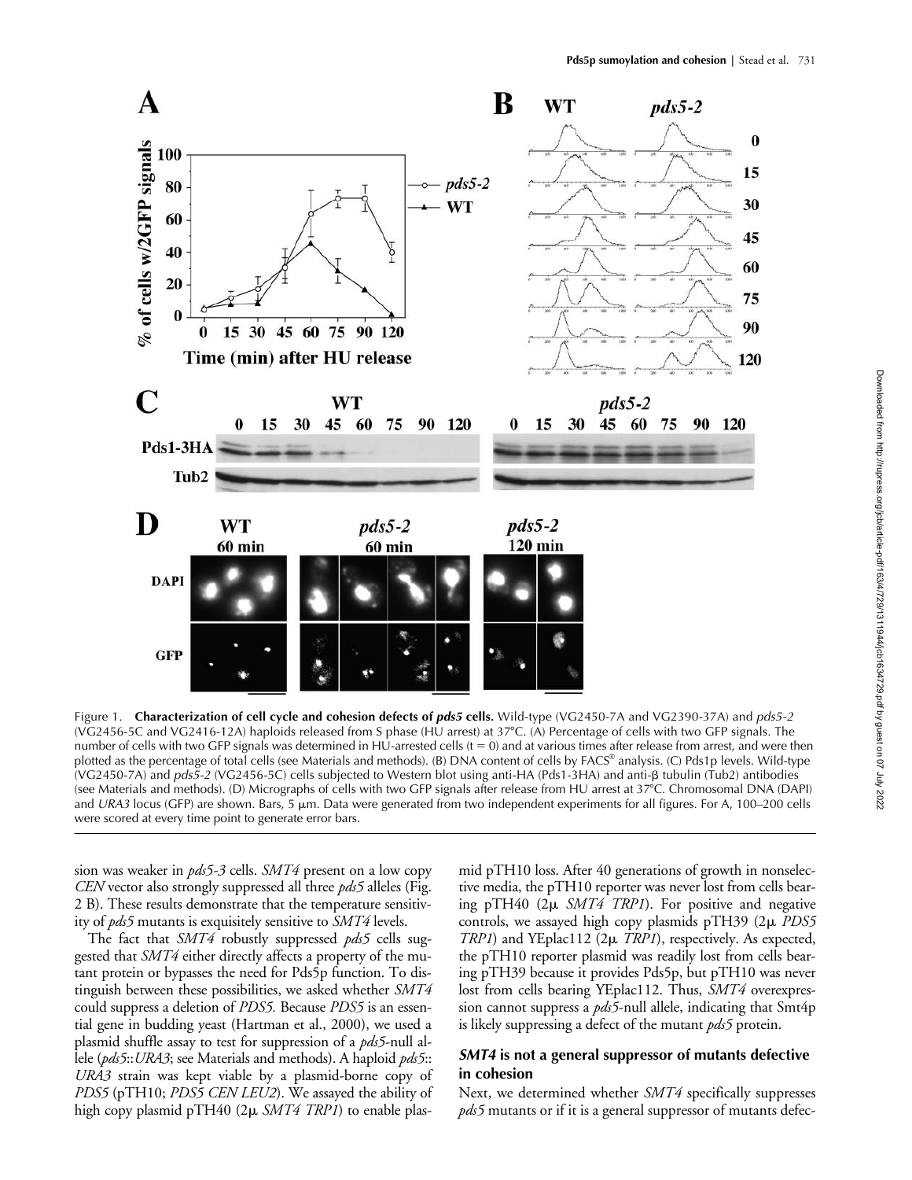Figure 1. **Characterization of cell cycle and cohesion defects of *pds5* cells.** Wild-type (VG2450-7A and VG2390-37A) and *pds5-2* (VG2456-5C and VG2416-12A) haploids released from S phase (HU arrest) at 37°C. (A) Percentage of cells with two GFP signals. The number of cells with two GFP signals was determined in HU-arrested cells (t = 0) and at various times after release from arrest, and were then plotted as the percentage of total cells (see Materials and methods). (B) DNA content of cells by FACS® analysis. (C) Pds1p levels. Wild-type (VG2450-7A) and *pds5-2* (VG2456-5C) cells subjected to Western blot using anti-HA (Pds1-3HA) and anti-β tubulin (Tub2) antibodies (see Materials and methods). (D) Micrographs of cells with two GFP signals after release from HU arrest at 37°C. Chromosomal DNA (DAPI) and *URA3* locus (GFP) are shown. Bars, 5 μm. Data were generated from two independent experiments for all figures. For A, 100–200 cells were scored at every time point to generate error bars.

sion was weaker in *pds5-3* cells. *SMT4* present on a low copy *CEN* vector also strongly suppressed all three *pds5* alleles (Fig. 2 B). These results demonstrate that the temperature sensitivity of *pds5* mutants is exquisitely sensitive to *SMT4* levels.

The fact that *SMT4* robustly suppressed *pds5* cells suggested that *SMT4* either directly affects a property of the mutant protein or bypasses the need for Pds5p function. To distinguish between these possibilities, we asked whether *SMT4* could suppress a deletion of *PDS5*. Because *PDS5* is an essential gene in budding yeast (Hartman et al., 2000), we used a plasmid shuffle assay to test for suppression of a *pds5*-null allele (*pds5*::*URA3*; see Materials and methods). A haploid *pds5*::*URA3* strain was kept viable by a plasmid-borne copy of *PDS5* (pTH10; *PDS5 CEN LEU2*). We assayed the ability of high copy plasmid pTH40 (2μ *SMT4 TRP1*) to enable plasmid pTH10 loss. After 40 generations of growth in nonselective media, the pTH10 reporter was never lost from cells bearing pTH40 (2μ *SMT4 TRP1*). For positive and negative controls, we assayed high copy plasmids pTH39 (2μ *PDS5 TRP1*) and YEplac112 (2μ *TRP1*), respectively. As expected, the pTH10 reporter plasmid was readily lost from cells bearing pTH39 because it provides Pds5p, but pTH10 was never lost from cells bearing YEplac112. Thus, *SMT4* overexpression cannot suppress a *pds5*-null allele, indicating that Smt4p is likely suppressing a defect of the mutant *pds5* protein.

## *SMT4* is not a general suppressor of mutants defective in cohesion

Next, we determined whether *SMT4* specifically suppresses *pds5* mutants or if it is a general suppressor of mutants defec-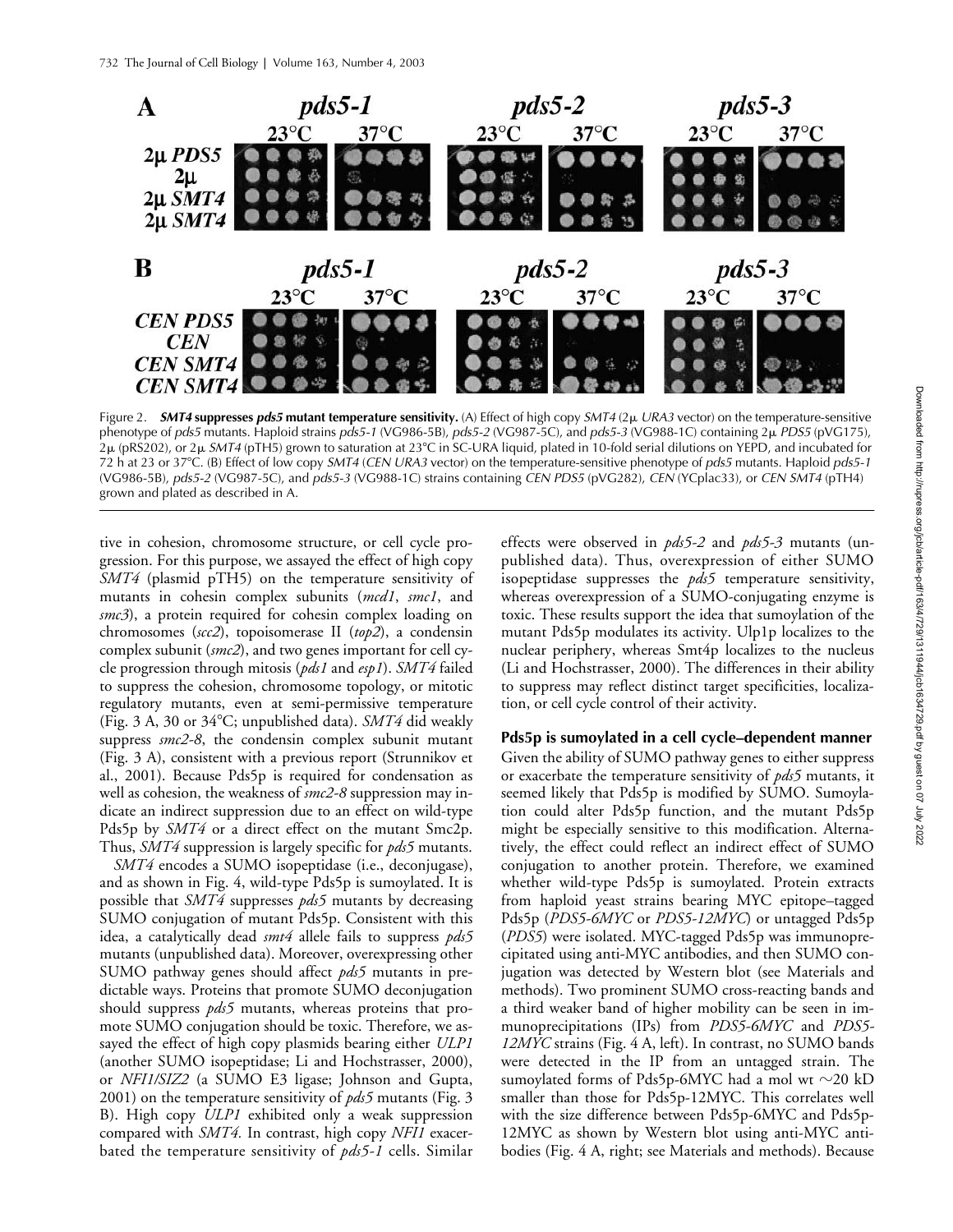Figure 2. ***SMT4* suppresses *pds5* mutant temperature sensitivity.** (A) Effect of high copy *SMT4* (2μ *URA3* vector) on the temperature-sensitive phenotype of *pds5* mutants. Haploid strains *pds5-1* (VG986-5B), *pds5-2* (VG987-5C), and *pds5-3* (VG988-1C) containing 2μ *PDS5* (pVG175), 2μ (pRS202), or 2μ *SMT4* (pTH5) grown to saturation at 23°C in SC-URA liquid, plated in 10-fold serial dilutions on YEPD, and incubated for 72 h at 23 or 37°C. (B) Effect of low copy *SMT4* (*CEN URA3* vector) on the temperature-sensitive phenotype of *pds5* mutants. Haploid *pds5-1* (VG986-5B), *pds5-2* (VG987-5C), and *pds5-3* (VG988-1C) strains containing *CEN PDS5* (pVG282), *CEN* (YCplac33), or *CEN SMT4* (pTH4) grown and plated as described in A.

tive in cohesion, chromosome structure, or cell cycle progression. For this purpose, we assayed the effect of high copy *SMT4* (plasmid pTH5) on the temperature sensitivity of mutants in cohesin complex subunits (*mcd1*, *smc1*, and *smc3*), a protein required for cohesin complex loading on chromosomes (*scc2*), topoisomerase II (*top2*), a condensin complex subunit (*smc2*), and two genes important for cell cycle progression through mitosis (*pds1* and *esp1*). *SMT4* failed to suppress the cohesion, chromosome topology, or mitotic regulatory mutants, even at semi-permissive temperature (Fig. 3 A, 30 or 34°C; unpublished data). *SMT4* did weakly suppress *smc2-8*, the condensin complex subunit mutant (Fig. 3 A), consistent with a previous report (Strunnikov et al., 2001). Because Pds5p is required for condensation as well as cohesion, the weakness of *smc2-8* suppression may indicate an indirect suppression due to an effect on wild-type Pds5p by *SMT4* or a direct effect on the mutant Smc2p. Thus, *SMT4* suppression is largely specific for *pds5* mutants.

*SMT4* encodes a SUMO isopeptidase (i.e., deconjugase), and as shown in Fig. 4, wild-type Pds5p is sumoylated. It is possible that *SMT4* suppresses *pds5* mutants by decreasing SUMO conjugation of mutant Pds5p. Consistent with this idea, a catalytically dead *smt4* allele fails to suppress *pds5* mutants (unpublished data). Moreover, overexpressing other SUMO pathway genes should affect *pds5* mutants in predictable ways. Proteins that promote SUMO deconjugation should suppress *pds5* mutants, whereas proteins that promote SUMO conjugation should be toxic. Therefore, we assayed the effect of high copy plasmids bearing either *ULP1* (another SUMO isopeptidase; Li and Hochstrasser, 2000), or *NFI1/SIZ2* (a SUMO E3 ligase; Johnson and Gupta, 2001) on the temperature sensitivity of *pds5* mutants (Fig. 3 B). High copy *ULP1* exhibited only a weak suppression compared with *SMT4*. In contrast, high copy *NFI1* exacerbated the temperature sensitivity of *pds5-1* cells. Similar effects were observed in *pds5-2* and *pds5-3* mutants (unpublished data). Thus, overexpression of either SUMO isopeptidase suppresses the *pds5* temperature sensitivity, whereas overexpression of a SUMO-conjugating enzyme is toxic. These results support the idea that sumoylation of the mutant Pds5p modulates its activity. Ulp1p localizes to the nuclear periphery, whereas Smt4p localizes to the nucleus (Li and Hochstrasser, 2000). The differences in their ability to suppress may reflect distinct target specificities, localization, or cell cycle control of their activity.

### Pds5p is sumoylated in a cell cycle–dependent manner

Given the ability of SUMO pathway genes to either suppress or exacerbate the temperature sensitivity of *pds5* mutants, it seemed likely that Pds5p is modified by SUMO. Sumoylation could alter Pds5p function, and the mutant Pds5p might be especially sensitive to this modification. Alternatively, the effect could reflect an indirect effect of SUMO conjugation to another protein. Therefore, we examined whether wild-type Pds5p is sumoylated. Protein extracts from haploid yeast strains bearing MYC epitope–tagged Pds5p (*PDS5-6MYC* or *PDS5-12MYC*) or untagged Pds5p (*PDS5*) were isolated. MYC-tagged Pds5p was immunoprecipitated using anti-MYC antibodies, and then SUMO conjugation was detected by Western blot (see Materials and methods). Two prominent SUMO cross-reacting bands and a third weaker band of higher mobility can be seen in immunoprecipitations (IPs) from *PDS5-6MYC* and *PDS5-12MYC* strains (Fig. 4 A, left). In contrast, no SUMO bands were detected in the IP from an untagged strain. The sumoylated forms of Pds5p-6MYC had a mol wt ~20 kD smaller than those for Pds5p-12MYC. This correlates well with the size difference between Pds5p-6MYC and Pds5p-12MYC as shown by Western blot using anti-MYC antibodies (Fig. 4 A, right; see Materials and methods). Because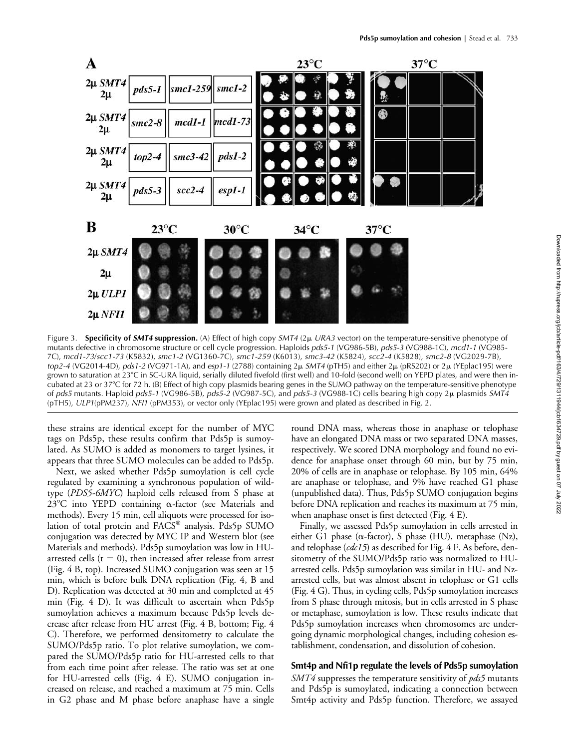Figure 3. **Specificity of *SMT4* suppression.** (A) Effect of high copy *SMT4* (2μ *URA3* vector) on the temperature-sensitive phenotype of mutants defective in chromosome structure or cell cycle progression. Haploids *pds5-1* (VG986-5B), *pds5-3* (VG988-1C), *mcd1-1* (VG985-7C), *mcd1-73/scc1-73* (K5832), *smc1-2* (VG1360-7C), *smc1-259* (K6013), *smc3-42* (K5824), *scc2-4* (K5828), *smc2-8* (VG2029-7B), *top2-4* (VG2014-4D), *pds1-2* (VG971-1A), and *esp1-1* (2788) containing 2μ *SMT4* (pTH5) and either 2μ (pRS202) or 2μ (YEplac195) were grown to saturation at 23°C in SC-URA liquid, serially diluted fivefold (first well) and 10-fold (second well) on YEPD plates, and were then incubated at 23 or 37°C for 72 h. (B) Effect of high copy plasmids bearing genes in the SUMO pathway on the temperature-sensitive phenotype of *pds5* mutants. Haploid *pds5-1* (VG986-5B), *pds5-2* (VG987-5C), and *pds5-3* (VG988-1C) cells bearing high copy 2μ plasmids *SMT4* (pTH5), *ULP1*(pPM237), *NFI1* (pPM353), or vector only (YEplac195) were grown and plated as described in Fig. 2.

these strains are identical except for the number of MYC tags on Pds5p, these results confirm that Pds5p is sumoylated. As SUMO is added as monomers to target lysines, it appears that three SUMO molecules can be added to Pds5p.

Next, we asked whether Pds5p sumoylation is cell cycle regulated by examining a synchronous population of wild-type (*PDS5-6MYC*) haploid cells released from S phase at 23°C into YEPD containing α-factor (see Materials and methods). Every 15 min, cell aliquots were processed for isolation of total protein and FACS® analysis. Pds5p SUMO conjugation was detected by MYC IP and Western blot (see Materials and methods). Pds5p sumoylation was low in HU-arrested cells (t = 0), then increased after release from arrest (Fig. 4 B, top). Increased SUMO conjugation was seen at 15 min, which is before bulk DNA replication (Fig. 4, B and D). Replication was detected at 30 min and completed at 45 min (Fig. 4 D). It was difficult to ascertain when Pds5p sumoylation achieves a maximum because Pds5p levels decrease after release from HU arrest (Fig. 4 B, bottom; Fig. 4 C). Therefore, we performed densitometry to calculate the SUMO/Pds5p ratio. To plot relative sumoylation, we compared the SUMO/Pds5p ratio for HU-arrested cells to that from each time point after release. The ratio was set at one for HU-arrested cells (Fig. 4 E). SUMO conjugation increased on release, and reached a maximum at 75 min. Cells in G2 phase and M phase before anaphase have a single round DNA mass, whereas those in anaphase or telophase have an elongated DNA mass or two separated DNA masses, respectively. We scored DNA morphology and found no evidence for anaphase onset through 60 min, but by 75 min, 20% of cells are in anaphase or telophase. By 105 min, 64% are anaphase or telophase, and 9% have reached G1 phase (unpublished data). Thus, Pds5p SUMO conjugation begins before DNA replication and reaches its maximum at 75 min, when anaphase onset is first detected (Fig. 4 E).

Finally, we assessed Pds5p sumoylation in cells arrested in either G1 phase (α-factor), S phase (HU), metaphase (Nz), and telophase (*cdc15*) as described for Fig. 4 F. As before, densitometry of the SUMO/Pds5p ratio was normalized to HU-arrested cells. Pds5p sumoylation was similar in HU- and Nz-arrested cells, but was almost absent in telophase or G1 cells (Fig. 4 G). Thus, in cycling cells, Pds5p sumoylation increases from S phase through mitosis, but in cells arrested in S phase or metaphase, sumoylation is low. These results indicate that Pds5p sumoylation increases when chromosomes are undergoing dynamic morphological changes, including cohesion establishment, condensation, and dissolution of cohesion.

### Smt4p and Nfi1p regulate the levels of Pds5p sumoylation

*SMT4* suppresses the temperature sensitivity of *pds5* mutants and Pds5p is sumoylated, indicating a connection between Smt4p activity and Pds5p function. Therefore, we assayed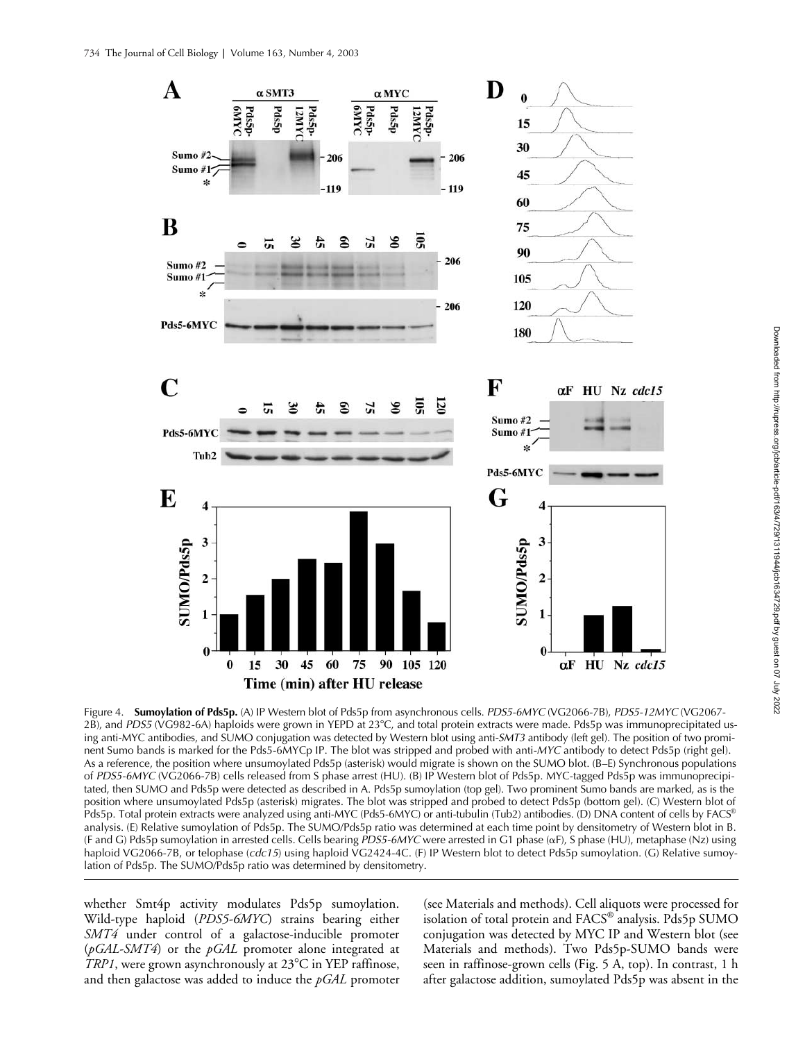Figure 4. **Sumoylation of Pds5p.** (A) IP Western blot of Pds5p from asynchronous cells. *PDS5-6MYC* (VG2066-7B), *PDS5-12MYC* (VG2067-2B), and *PDS5* (VG982-6A) haploids were grown in YEPD at 23°C, and total protein extracts were made. Pds5p was immunoprecipitated using anti-MYC antibodies, and SUMO conjugation was detected by Western blot using anti-*SMT3* antibody (left gel). The position of two prominent Sumo bands is marked for the Pds5-6MYCp IP. The blot was stripped and probed with anti-*MYC* antibody to detect Pds5p (right gel). As a reference, the position where unsumoylated Pds5p (asterisk) would migrate is shown on the SUMO blot. (B–E) Synchronous populations of *PDS5-6MYC* (VG2066-7B) cells released from S phase arrest (HU). (B) IP Western blot of Pds5p. MYC-tagged Pds5p was immunoprecipitated, then SUMO and Pds5p were detected as described in A. Pds5p sumoylation (top gel). Two prominent Sumo bands are marked, as is the position where unsumoylated Pds5p (asterisk) migrates. The blot was stripped and probed to detect Pds5p (bottom gel). (C) Western blot of Pds5p. Total protein extracts were analyzed using anti-MYC (Pds5-6MYC) or anti-tubulin (Tub2) antibodies. (D) DNA content of cells by FACS® analysis. (E) Relative sumoylation of Pds5p. The SUMO/Pds5p ratio was determined at each time point by densitometry of Western blot in B. (F and G) Pds5p sumoylation in arrested cells. Cells bearing *PDS5-6MYC* were arrested in G1 phase (αF), S phase (HU), metaphase (Nz) using haploid VG2066-7B, or telophase (*cdc15*) using haploid VG2424-4C. (F) IP Western blot to detect Pds5p sumoylation. (G) Relative sumoylation of Pds5p. The SUMO/Pds5p ratio was determined by densitometry.

whether Smt4p activity modulates Pds5p sumoylation. Wild-type haploid (*PDS5-6MYC*) strains bearing either *SMT4* under control of a galactose-inducible promoter (*pGAL-SMT4*) or the *pGAL* promoter alone integrated at *TRP1*, were grown asynchronously at 23°C in YEP raffinose, and then galactose was added to induce the *pGAL* promoter (see Materials and methods). Cell aliquots were processed for isolation of total protein and FACS® analysis. Pds5p SUMO conjugation was detected by MYC IP and Western blot (see Materials and methods). Two Pds5p-SUMO bands were seen in raffinose-grown cells (Fig. 5 A, top). In contrast, 1 h after galactose addition, sumoylated Pds5p was absent in the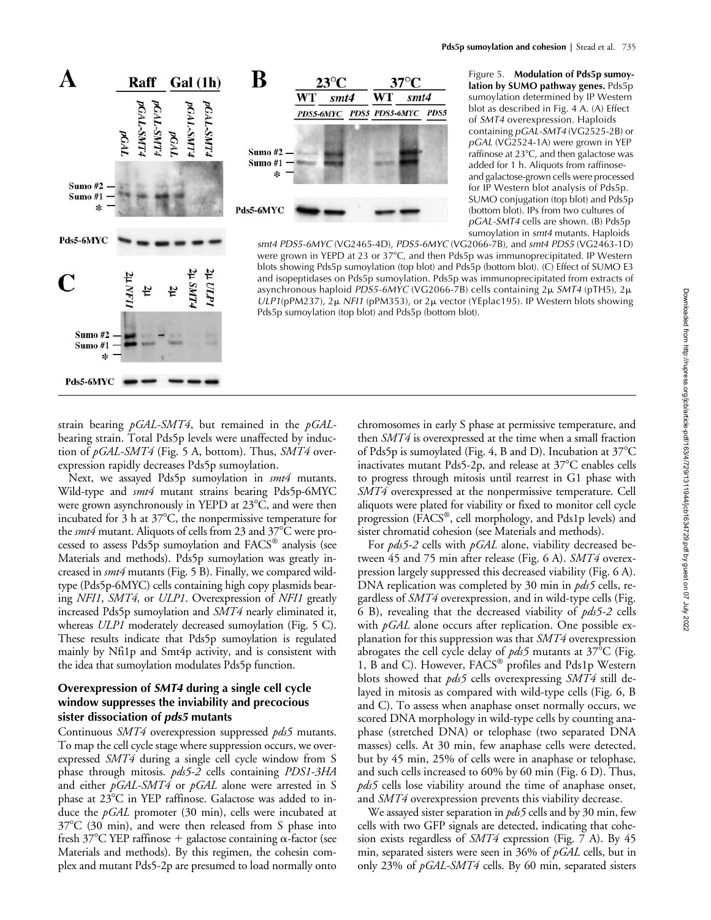Figure 5. **Modulation of Pds5p sumoylation by SUMO pathway genes.** Pds5p sumoylation determined by IP Western blot as described in Fig. 4 A. (A) Effect of *SMT4* overexpression. Haploids containing *pGAL-SMT4* (VG2525-2B) or *pGAL* (VG2524-1A) were grown in YEP raffinose at 23°C, and then galactose was added for 1 h. Aliquots from raffinose- and galactose-grown cells were processed for IP Western blot analysis of Pds5p. SUMO conjugation (top blot) and Pds5p (bottom blot). IPs from two cultures of *pGAL-SMT4* cells are shown. (B) Pds5p sumoylation in *smt4* mutants. Haploids *smt4 PDS5-6MYC* (VG2465-4D), *PDS5-6MYC* (VG2066-7B), and *smt4 PDS5* (VG2463-1D) were grown in YEPD at 23 or 37°C, and then Pds5p was immunoprecipitated. IP Western blots showing Pds5p sumoylation (top blot) and Pds5p (bottom blot). (C) Effect of SUMO E3 and isopeptidases on Pds5p sumoylation. Pds5p was immunoprecipitated from extracts of asynchronous haploid *PDS5-6MYC* (VG2066-7B) cells containing 2μ *SMT4* (pTH5), 2μ *ULP1*(pPM237), 2μ *NFI1* (pPM353), or 2μ vector (YEplac195). IP Western blots showing Pds5p sumoylation (top blot) and Pds5p (bottom blot).

strain bearing *pGAL-SMT4*, but remained in the *pGAL*-bearing strain. Total Pds5p levels were unaffected by induction of *pGAL-SMT4* (Fig. 5 A, bottom). Thus, *SMT4* overexpression rapidly decreases Pds5p sumoylation.

Next, we assayed Pds5p sumoylation in *smt4* mutants. Wild-type and *smt4* mutant strains bearing Pds5p-6MYC were grown asynchronously in YEPD at 23°C, and were then incubated for 3 h at 37°C, the nonpermissive temperature for the *smt4* mutant. Aliquots of cells from 23 and 37°C were processed to assess Pds5p sumoylation and FACS® analysis (see Materials and methods). Pds5p sumoylation was greatly increased in *smt4* mutants (Fig. 5 B). Finally, we compared wild-type (Pds5p-6MYC) cells containing high copy plasmids bearing *NFI1*, *SMT4,* or *ULP1*. Overexpression of *NFI1* greatly increased Pds5p sumoylation and *SMT4* nearly eliminated it, whereas *ULP1* moderately decreased sumoylation (Fig. 5 C). These results indicate that Pds5p sumoylation is regulated mainly by Nfi1p and Smt4p activity, and is consistent with the idea that sumoylation modulates Pds5p function.

## Overexpression of *SMT4* during a single cell cycle window suppresses the inviability and precocious sister dissociation of *pds5* mutants

Continuous *SMT4* overexpression suppressed *pds5* mutants. To map the cell cycle stage where suppression occurs, we overexpressed *SMT4* during a single cell cycle window from S phase through mitosis. *pds5-2* cells containing *PDS1-3HA* and either *pGAL-SMT4* or *pGAL* alone were arrested in S phase at 23°C in YEP raffinose. Galactose was added to induce the *pGAL* promoter (30 min), cells were incubated at 37°C (30 min), and were then released from S phase into fresh 37°C YEP raffinose + galactose containing α-factor (see Materials and methods). By this regimen, the cohesin complex and mutant Pds5-2p are presumed to load normally onto chromosomes in early S phase at permissive temperature, and then *SMT4* is overexpressed at the time when a small fraction of Pds5p is sumoylated (Fig. 4, B and D). Incubation at 37°C inactivates mutant Pds5-2p, and release at 37°C enables cells to progress through mitosis until rearrest in G1 phase with *SMT4* overexpressed at the nonpermissive temperature. Cell aliquots were plated for viability or fixed to monitor cell cycle progression (FACS®, cell morphology, and Pds1p levels) and sister chromatid cohesion (see Materials and methods).

For *pds5-2* cells with *pGAL* alone, viability decreased between 45 and 75 min after release (Fig. 6 A). *SMT4* overexpression largely suppressed this decreased viability (Fig. 6 A). DNA replication was completed by 30 min in *pds5* cells, regardless of *SMT4* overexpression, and in wild-type cells (Fig. 6 B), revealing that the decreased viability of *pds5-2* cells with *pGAL* alone occurs after replication. One possible explanation for this suppression was that *SMT4* overexpression abrogates the cell cycle delay of *pds5* mutants at 37°C (Fig. 1, B and C). However, FACS® profiles and Pds1p Western blots showed that *pds5* cells overexpressing *SMT4* still delayed in mitosis as compared with wild-type cells (Fig. 6, B and C). To assess when anaphase onset normally occurs, we scored DNA morphology in wild-type cells by counting anaphase (stretched DNA) or telophase (two separated DNA masses) cells. At 30 min, few anaphase cells were detected, but by 45 min, 25% of cells were in anaphase or telophase, and such cells increased to 60% by 60 min (Fig. 6 D). Thus, *pds5* cells lose viability around the time of anaphase onset, and *SMT4* overexpression prevents this viability decrease.

We assayed sister separation in *pds5* cells and by 30 min, few cells with two GFP signals are detected, indicating that cohesion exists regardless of *SMT4* expression (Fig. 7 A). By 45 min, separated sisters were seen in 36% of *pGAL* cells, but in only 23% of *pGAL-SMT4* cells. By 60 min, separated sisters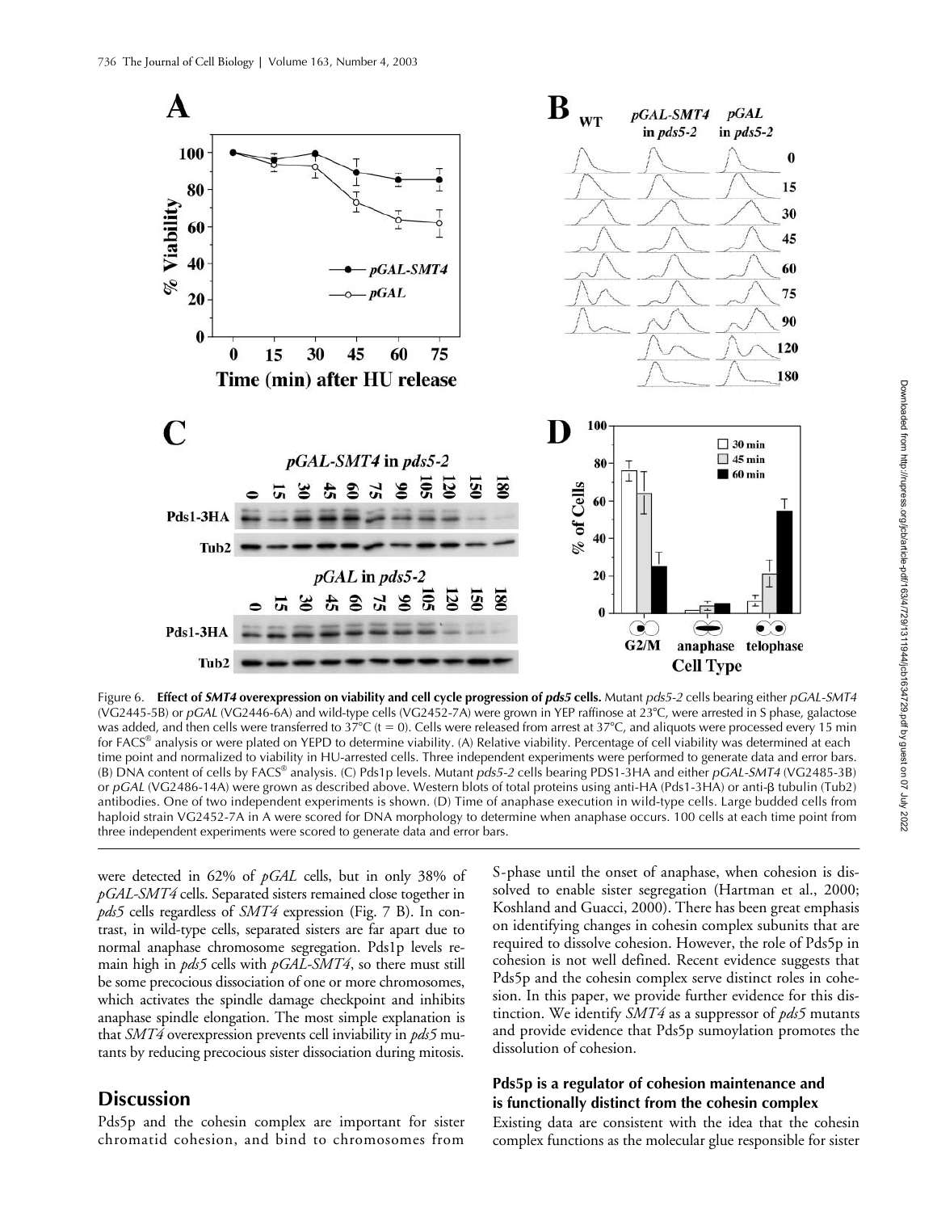Figure 6. **Effect of *SMT4* overexpression on viability and cell cycle progression of *pds5* cells.** Mutant *pds5-2* cells bearing either *pGAL-SMT4* (VG2445-5B) or *pGAL* (VG2446-6A) and wild-type cells (VG2452-7A) were grown in YEP raffinose at 23°C, were arrested in S phase, galactose was added, and then cells were transferred to 37°C (t = 0). Cells were released from arrest at 37°C, and aliquots were processed every 15 min for FACS® analysis or were plated on YEPD to determine viability. (A) Relative viability. Percentage of cell viability was determined at each time point and normalized to viability in HU-arrested cells. Three independent experiments were performed to generate data and error bars. (B) DNA content of cells by FACS® analysis. (C) Pds1p levels. Mutant *pds5-2* cells bearing PDS1-3HA and either *pGAL-SMT4* (VG2485-3B) or *pGAL* (VG2486-14A) were grown as described above. Western blots of total proteins using anti-HA (Pds1-3HA) or anti-β tubulin (Tub2) antibodies. One of two independent experiments is shown. (D) Time of anaphase execution in wild-type cells. Large budded cells from haploid strain VG2452-7A in A were scored for DNA morphology to determine when anaphase occurs. 100 cells at each time point from three independent experiments were scored to generate data and error bars.

were detected in 62% of *pGAL* cells, but in only 38% of *pGAL-SMT4* cells. Separated sisters remained close together in *pds5* cells regardless of *SMT4* expression (Fig. 7 B). In contrast, in wild-type cells, separated sisters are far apart due to normal anaphase chromosome segregation. Pds1p levels remain high in *pds5* cells with *pGAL-SMT4*, so there must still be some precocious dissociation of one or more chromosomes, which activates the spindle damage checkpoint and inhibits anaphase spindle elongation. The most simple explanation is that *SMT4* overexpression prevents cell inviability in *pds5* mutants by reducing precocious sister dissociation during mitosis.

## Discussion

Pds5p and the cohesin complex are important for sister chromatid cohesion, and bind to chromosomes from S-phase until the onset of anaphase, when cohesion is dissolved to enable sister segregation (Hartman et al., 2000; Koshland and Guacci, 2000). There has been great emphasis on identifying changes in cohesin complex subunits that are required to dissolve cohesion. However, the role of Pds5p in cohesion is not well defined. Recent evidence suggests that Pds5p and the cohesin complex serve distinct roles in cohesion. In this paper, we provide further evidence for this distinction. We identify *SMT4* as a suppressor of *pds5* mutants and provide evidence that Pds5p sumoylation promotes the dissolution of cohesion.

### Pds5p is a regulator of cohesion maintenance and is functionally distinct from the cohesin complex

Existing data are consistent with the idea that the cohesin complex functions as the molecular glue responsible for sister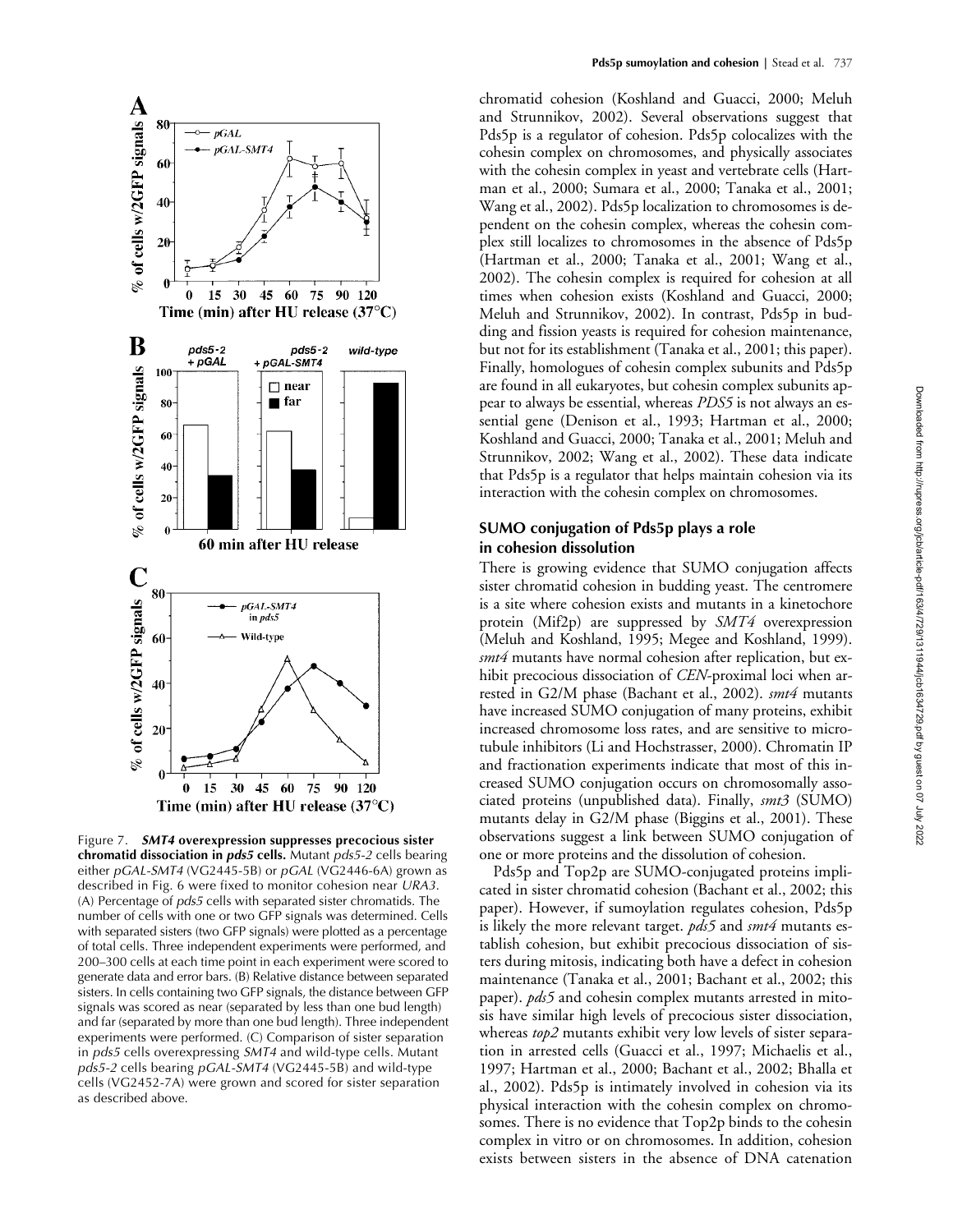Figure 7. ***SMT4* overexpression suppresses precocious sister chromatid dissociation in *pds5* cells.** Mutant *pds5-2* cells bearing either *pGAL-SMT4* (VG2445-5B) or *pGAL* (VG2446-6A) grown as described in Fig. 6 were fixed to monitor cohesion near *URA3*. (A) Percentage of *pds5* cells with separated sister chromatids. The number of cells with one or two GFP signals was determined. Cells with separated sisters (two GFP signals) were plotted as a percentage of total cells. Three independent experiments were performed, and 200–300 cells at each time point in each experiment were scored to generate data and error bars. (B) Relative distance between separated sisters. In cells containing two GFP signals, the distance between GFP signals was scored as near (separated by less than one bud length) and far (separated by more than one bud length). Three independent experiments were performed. (C) Comparison of sister separation in *pds5* cells overexpressing *SMT4* and wild-type cells. Mutant *pds5-2* cells bearing *pGAL-SMT4* (VG2445-5B) and wild-type cells (VG2452-7A) were grown and scored for sister separation as described above.

chromatid cohesion (Koshland and Guacci, 2000; Meluh and Strunnikov, 2002). Several observations suggest that Pds5p is a regulator of cohesion. Pds5p colocalizes with the cohesin complex on chromosomes, and physically associates with the cohesin complex in yeast and vertebrate cells (Hartman et al., 2000; Sumara et al., 2000; Tanaka et al., 2001; Wang et al., 2002). Pds5p localization to chromosomes is dependent on the cohesin complex, whereas the cohesin complex still localizes to chromosomes in the absence of Pds5p (Hartman et al., 2000; Tanaka et al., 2001; Wang et al., 2002). The cohesin complex is required for cohesion at all times when cohesion exists (Koshland and Guacci, 2000; Meluh and Strunnikov, 2002). In contrast, Pds5p in budding and fission yeasts is required for cohesion maintenance, but not for its establishment (Tanaka et al., 2001; this paper). Finally, homologues of cohesin complex subunits and Pds5p are found in all eukaryotes, but cohesin complex subunits appear to always be essential, whereas *PDS5* is not always an essential gene (Denison et al., 1993; Hartman et al., 2000; Koshland and Guacci, 2000; Tanaka et al., 2001; Meluh and Strunnikov, 2002; Wang et al., 2002). These data indicate that Pds5p is a regulator that helps maintain cohesion via its interaction with the cohesin complex on chromosomes.

## SUMO conjugation of Pds5p plays a role in cohesion dissolution

There is growing evidence that SUMO conjugation affects sister chromatid cohesion in budding yeast. The centromere is a site where cohesion exists and mutants in a kinetochore protein (Mif2p) are suppressed by *SMT4* overexpression (Meluh and Koshland, 1995; Megee and Koshland, 1999). *smt4* mutants have normal cohesion after replication, but exhibit precocious dissociation of *CEN*-proximal loci when arrested in G2/M phase (Bachant et al., 2002). *smt4* mutants have increased SUMO conjugation of many proteins, exhibit increased chromosome loss rates, and are sensitive to microtubule inhibitors (Li and Hochstrasser, 2000). Chromatin IP and fractionation experiments indicate that most of this increased SUMO conjugation occurs on chromosomally associated proteins (unpublished data). Finally, *smt3* (SUMO) mutants delay in G2/M phase (Biggins et al., 2001). These observations suggest a link between SUMO conjugation of one or more proteins and the dissolution of cohesion.

Pds5p and Top2p are SUMO-conjugated proteins implicated in sister chromatid cohesion (Bachant et al., 2002; this paper). However, if sumoylation regulates cohesion, Pds5p is likely the more relevant target. *pds5* and *smt4* mutants establish cohesion, but exhibit precocious dissociation of sisters during mitosis, indicating both have a defect in cohesion maintenance (Tanaka et al., 2001; Bachant et al., 2002; this paper). *pds5* and cohesin complex mutants arrested in mitosis have similar high levels of precocious sister dissociation, whereas *top2* mutants exhibit very low levels of sister separation in arrested cells (Guacci et al., 1997; Michaelis et al., 1997; Hartman et al., 2000; Bachant et al., 2002; Bhalla et al., 2002). Pds5p is intimately involved in cohesion via its physical interaction with the cohesin complex on chromosomes. There is no evidence that Top2p binds to the cohesin complex in vitro or on chromosomes. In addition, cohesion exists between sisters in the absence of DNA catenation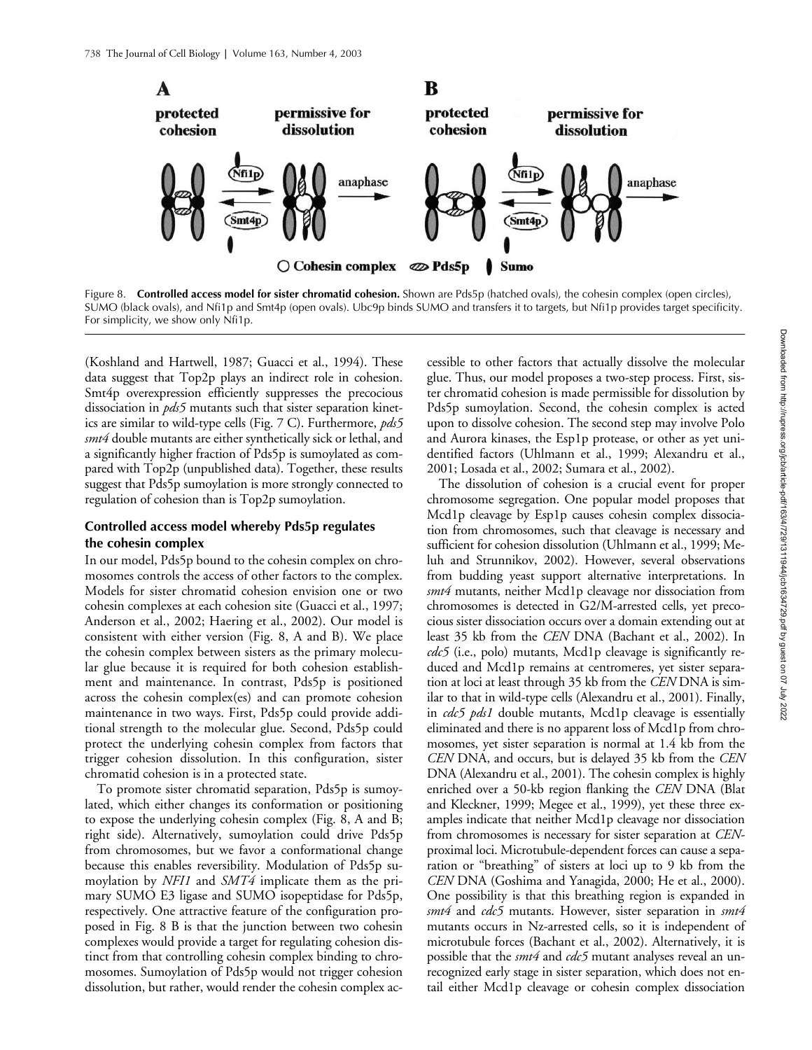Figure 8. **Controlled access model for sister chromatid cohesion.** Shown are Pds5p (hatched ovals), the cohesin complex (open circles), SUMO (black ovals), and Nfi1p and Smt4p (open ovals). Ubc9p binds SUMO and transfers it to targets, but Nfi1p provides target specificity. For simplicity, we show only Nfi1p.

(Koshland and Hartwell, 1987; Guacci et al., 1994). These data suggest that Top2p plays an indirect role in cohesion. Smt4p overexpression efficiently suppresses the precocious dissociation in *pds5* mutants such that sister separation kinetics are similar to wild-type cells (Fig. 7 C). Furthermore, *pds5 smt4* double mutants are either synthetically sick or lethal, and a significantly higher fraction of Pds5p is sumoylated as compared with Top2p (unpublished data). Together, these results suggest that Pds5p sumoylation is more strongly connected to regulation of cohesion than is Top2p sumoylation.

### Controlled access model whereby Pds5p regulates the cohesin complex

In our model, Pds5p bound to the cohesin complex on chromosomes controls the access of other factors to the complex. Models for sister chromatid cohesion envision one or two cohesin complexes at each cohesion site (Guacci et al., 1997; Anderson et al., 2002; Haering et al., 2002). Our model is consistent with either version (Fig. 8, A and B). We place the cohesin complex between sisters as the primary molecular glue because it is required for both cohesion establishment and maintenance. In contrast, Pds5p is positioned across the cohesin complex(es) and can promote cohesion maintenance in two ways. First, Pds5p could provide additional strength to the molecular glue. Second, Pds5p could protect the underlying cohesin complex from factors that trigger cohesion dissolution. In this configuration, sister chromatid cohesion is in a protected state.

To promote sister chromatid separation, Pds5p is sumoylated, which either changes its conformation or positioning to expose the underlying cohesin complex (Fig. 8, A and B; right side). Alternatively, sumoylation could drive Pds5p from chromosomes, but we favor a conformational change because this enables reversibility. Modulation of Pds5p sumoylation by *NFI1* and *SMT4* implicate them as the primary SUMO E3 ligase and SUMO isopeptidase for Pds5p, respectively. One attractive feature of the configuration proposed in Fig. 8 B is that the junction between two cohesin complexes would provide a target for regulating cohesion distinct from that controlling cohesin complex binding to chromosomes. Sumoylation of Pds5p would not trigger cohesion dissolution, but rather, would render the cohesin complex accessible to other factors that actually dissolve the molecular glue. Thus, our model proposes a two-step process. First, sister chromatid cohesion is made permissible for dissolution by Pds5p sumoylation. Second, the cohesin complex is acted upon to dissolve cohesion. The second step may involve Polo and Aurora kinases, the Esp1p protease, or other as yet unidentified factors (Uhlmann et al., 1999; Alexandru et al., 2001; Losada et al., 2002; Sumara et al., 2002).

The dissolution of cohesion is a crucial event for proper chromosome segregation. One popular model proposes that Mcd1p cleavage by Esp1p causes cohesin complex dissociation from chromosomes, such that cleavage is necessary and sufficient for cohesion dissolution (Uhlmann et al., 1999; Meluh and Strunnikov, 2002). However, several observations from budding yeast support alternative interpretations. In *smt4* mutants, neither Mcd1p cleavage nor dissociation from chromosomes is detected in G2/M-arrested cells, yet precocious sister dissociation occurs over a domain extending out at least 35 kb from the *CEN* DNA (Bachant et al., 2002). In *cdc5* (i.e., polo) mutants, Mcd1p cleavage is significantly reduced and Mcd1p remains at centromeres, yet sister separation at loci at least through 35 kb from the *CEN* DNA is similar to that in wild-type cells (Alexandru et al., 2001). Finally, in *cdc5 pds1* double mutants, Mcd1p cleavage is essentially eliminated and there is no apparent loss of Mcd1p from chromosomes, yet sister separation is normal at 1.4 kb from the *CEN* DNA, and occurs, but is delayed 35 kb from the *CEN* DNA (Alexandru et al., 2001). The cohesin complex is highly enriched over a 50-kb region flanking the *CEN* DNA (Blat and Kleckner, 1999; Megee et al., 1999), yet these three examples indicate that neither Mcd1p cleavage nor dissociation from chromosomes is necessary for sister separation at *CEN*-proximal loci. Microtubule-dependent forces can cause a separation or "breathing" of sisters at loci up to 9 kb from the *CEN* DNA (Goshima and Yanagida, 2000; He et al., 2000). One possibility is that this breathing region is expanded in *smt4* and *cdc5* mutants. However, sister separation in *smt4* mutants occurs in Nz-arrested cells, so it is independent of microtubule forces (Bachant et al., 2002). Alternatively, it is possible that the *smt4* and *cdc5* mutant analyses reveal an unrecognized early stage in sister separation, which does not entail either Mcd1p cleavage or cohesin complex dissociation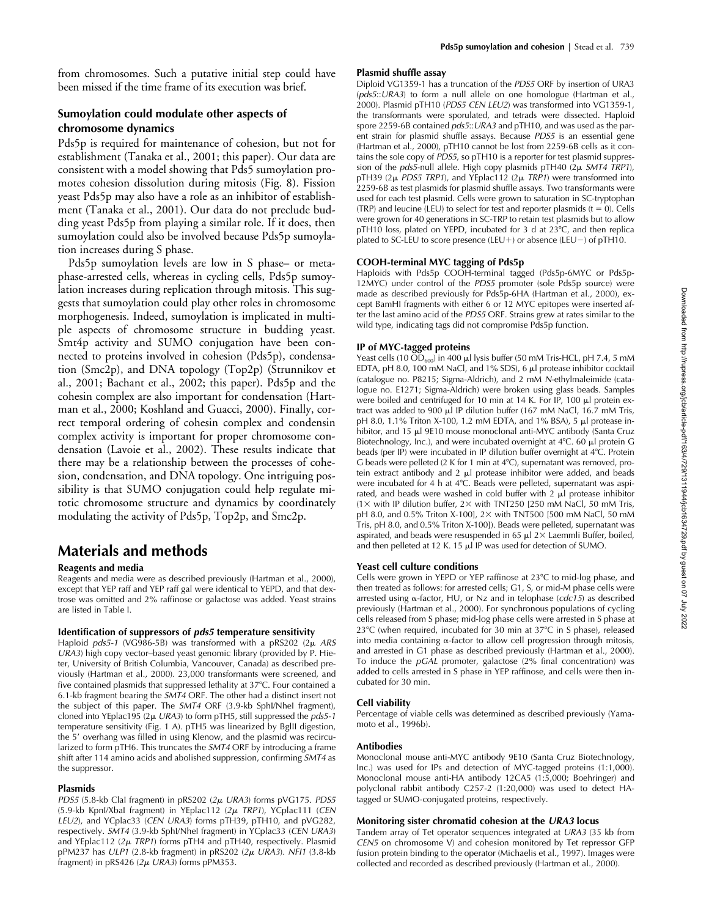from chromosomes. Such a putative initial step could have been missed if the time frame of its execution was brief.

## Sumoylation could modulate other aspects of chromosome dynamics

Pds5p is required for maintenance of cohesion, but not for establishment (Tanaka et al., 2001; this paper). Our data are consistent with a model showing that Pds5 sumoylation promotes cohesion dissolution during mitosis (Fig. 8). Fission yeast Pds5p may also have a role as an inhibitor of establishment (Tanaka et al., 2001). Our data do not preclude budding yeast Pds5p from playing a similar role. If it does, then sumoylation could also be involved because Pds5p sumoylation increases during S phase.

Pds5p sumoylation levels are low in S phase– or metaphase-arrested cells, whereas in cycling cells, Pds5p sumoylation increases during replication through mitosis. This suggests that sumoylation could play other roles in chromosome morphogenesis. Indeed, sumoylation is implicated in multiple aspects of chromosome structure in budding yeast. Smt4p activity and SUMO conjugation have been connected to proteins involved in cohesion (Pds5p), condensation (Smc2p), and DNA topology (Top2p) (Strunnikov et al., 2001; Bachant et al., 2002; this paper). Pds5p and the cohesin complex are also important for condensation (Hartman et al., 2000; Koshland and Guacci, 2000). Finally, correct temporal ordering of cohesin complex and condensin complex activity is important for proper chromosome condensation (Lavoie et al., 2002). These results indicate that there may be a relationship between the processes of cohesion, condensation, and DNA topology. One intriguing possibility is that SUMO conjugation could help regulate mitotic chromosome structure and dynamics by coordinately modulating the activity of Pds5p, Top2p, and Smc2p.

# Materials and methods

### Reagents and media

Reagents and media were as described previously (Hartman et al., 2000), except that YEP raff and YEP raff gal were identical to YEPD, and that dextrose was omitted and 2% raffinose or galactose was added. Yeast strains are listed in Table I.

### Identification of suppressors of *pds5* temperature sensitivity

Haploid *pds5-1* (VG986-5B) was transformed with a pRS202 (2μ *ARS URA3*) high copy vector–based yeast genomic library (provided by P. Hieter, University of British Columbia, Vancouver, Canada) as described previously (Hartman et al., 2000). 23,000 transformants were screened, and five contained plasmids that suppressed lethality at 37°C. Four contained a 6.1-kb fragment bearing the *SMT4* ORF. The other had a distinct insert not the subject of this paper. The *SMT4* ORF (3.9-kb SphI/NheI fragment), cloned into YEplac195 (2μ *URA3*) to form pTH5, still suppressed the *pds5-1* temperature sensitivity (Fig. 1 A). pTH5 was linearized by BglII digestion, the 5′ overhang was filled in using Klenow, and the plasmid was recircularized to form pTH6. This truncates the *SMT4* ORF by introducing a frame shift after 114 amino acids and abolished suppression, confirming *SMT4* as the suppressor.

### Plasmids

*PDS5* (5.8-kb ClaI fragment) in pRS202 (2μ *URA3*) forms pVG175. *PDS5* (5.9-kb KpnI/XbaI fragment) in YEplac112 (2μ *TRP1*), YCplac111 (*CEN LEU2*), and YCplac33 (*CEN URA3*) forms pTH39, pTH10, and pVG282, respectively. *SMT4* (3.9-kb SphI/NheI fragment) in YCplac33 (*CEN URA3*) and YEplac112 (2μ *TRP1*) forms pTH4 and pTH40, respectively. Plasmid pPM237 has *ULP1* (2.8-kb fragment) in pRS202 (2μ *URA3*). *NFI1* (3.8-kb fragment) in pRS426 (2μ *URA3*) forms pPM353.

### Plasmid shuffle assay

Diploid VG1359-1 has a truncation of the *PDS5* ORF by insertion of URA3 (*pds5::URA3*) to form a null allele on one homologue (Hartman et al., 2000). Plasmid pTH10 (*PDS5 CEN LEU2*) was transformed into VG1359-1, the transformants were sporulated, and tetrads were dissected. Haploid spore 2259-6B contained *pds5::URA3* and pTH10, and was used as the parent strain for plasmid shuffle assays. Because *PDS5* is an essential gene (Hartman et al., 2000), pTH10 cannot be lost from 2259-6B cells as it contains the sole copy of *PDS5*, so pTH10 is a reporter for test plasmid suppression of the *pds5*-null allele. High copy plasmids pTH40 (2μ *SMT4 TRP1*), pTH39 (2μ *PDS5 TRP1*), and YEplac112 (2μ *TRP1*) were transformed into 2259-6B as test plasmids for plasmid shuffle assays. Two transformants were used for each test plasmid. Cells were grown to saturation in SC-tryptophan (TRP) and leucine (LEU) to select for test and reporter plasmids (t = 0). Cells were grown for 40 generations in SC-TRP to retain test plasmids but to allow pTH10 loss, plated on YEPD, incubated for 3 d at 23°C, and then replica plated to SC-LEU to score presence (LEU+) or absence (LEU−) of pTH10.

### COOH-terminal MYC tagging of Pds5p

Haploids with Pds5p COOH-terminal tagged (Pds5p-6MYC or Pds5p-12MYC) under control of the *PDS5* promoter (sole Pds5p source) were made as described previously for Pds5p-6HA (Hartman et al., 2000), except BamHI fragments with either 6 or 12 MYC epitopes were inserted after the last amino acid of the *PDS5* ORF. Strains grew at rates similar to the wild type, indicating tags did not compromise Pds5p function.

### IP of MYC-tagged proteins

Yeast cells (10 $OD_{600}$) in 400 μl lysis buffer (50 mM Tris-HCL, pH 7.4, 5 mM EDTA, pH 8.0, 100 mM NaCl, and 1% SDS), 6 μl protease inhibitor cocktail (catalogue no. P8215; Sigma-Aldrich), and 2 mM *N*-ethylmaleimide (catalogue no. E1271; Sigma-Aldrich) were broken using glass beads. Samples were boiled and centrifuged for 10 min at 14 K. For IP, 100 μl protein extract was added to 900 μl IP dilution buffer (167 mM NaCl, 16.7 mM Tris, pH 8.0, 1.1% Triton X-100, 1.2 mM EDTA, and 1% BSA), 5 μl protease inhibitor, and 15 μl 9E10 mouse monoclonal anti-MYC antibody (Santa Cruz Biotechnology, Inc.), and were incubated overnight at 4°C. 60 μl protein G beads (per IP) were incubated in IP dilution buffer overnight at 4°C. Protein G beads were pelleted (2 K for 1 min at 4°C), supernatant was removed, protein extract antibody and 2 μl protease inhibitor were added, and beads were incubated for 4 h at 4°C. Beads were pelleted, supernatant was aspirated, and beads were washed in cold buffer with 2 μl protease inhibitor (1× with IP dilution buffer, 2× with TNT250 [250 mM NaCl, 50 mM Tris, pH 8.0, and 0.5% Triton X-100], 2× with TNT500 [500 mM NaCl, 50 mM Tris, pH 8.0, and 0.5% Triton X-100]). Beads were pelleted, supernatant was aspirated, and beads were resuspended in 65 μl 2× Laemmli Buffer, boiled, and then pelleted at 12 K. 15 μl IP was used for detection of SUMO.

### Yeast cell culture conditions

Cells were grown in YEPD or YEP raffinose at 23°C to mid-log phase, and then treated as follows: for arrested cells; G1, S, or mid-M phase cells were arrested using α-factor, HU, or Nz and in telophase (*cdc15*) as described previously (Hartman et al., 2000). For synchronous populations of cycling cells released from S phase; mid-log phase cells were arrested in S phase at 23°C (when required, incubated for 30 min at 37°C in S phase), released into media containing α-factor to allow cell progression through mitosis, and arrested in G1 phase as described previously (Hartman et al., 2000). To induce the *pGAL* promoter, galactose (2% final concentration) was added to cells arrested in S phase in YEP raffinose, and cells were then incubated for 30 min.

### Cell viability

Percentage of viable cells was determined as described previously (Yamamoto et al., 1996b).

### Antibodies

Monoclonal mouse anti-MYC antibody 9E10 (Santa Cruz Biotechnology, Inc.) was used for IPs and detection of MYC-tagged proteins (1:1,000). Monoclonal mouse anti-HA antibody 12CA5 (1:5,000; Boehringer) and polyclonal rabbit antibody C257-2 (1:20,000) was used to detect HA-tagged or SUMO-conjugated proteins, respectively.

### Monitoring sister chromatid cohesion at the *URA3* locus

Tandem array of Tet operator sequences integrated at *URA3* (35 kb from *CEN5* on chromosome V) and cohesion monitored by Tet repressor GFP fusion protein binding to the operator (Michaelis et al., 1997). Images were collected and recorded as described previously (Hartman et al., 2000).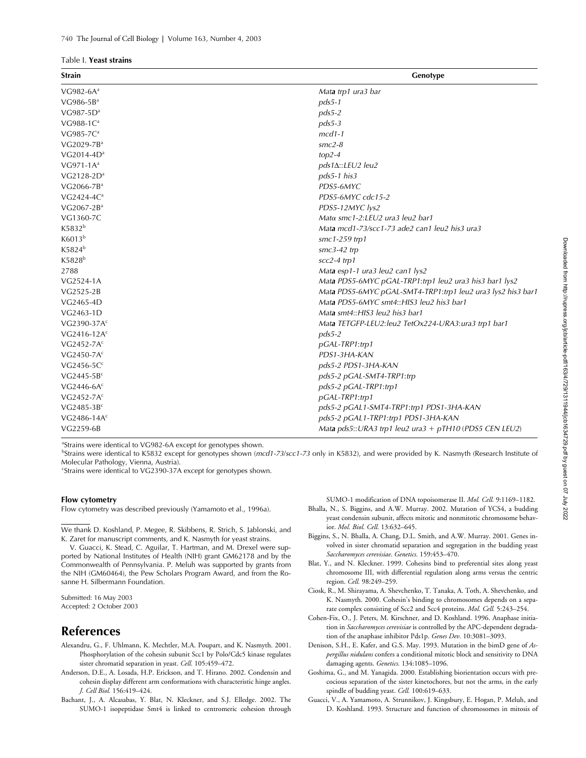Table I. **Yeast strains**

| Strain | Genotype |
|---|---|
| VG982-6A[a] | *Mat**a** trp1 ura3 bar* |
| VG986-5B[a] | *pds5-1* |
| VG987-5D[a] | *pds5-2* |
| VG988-1C[a] | *pds5-3* |
| VG985-7C[a] | *mcd1-1* |
| VG2029-7B[a] | *smc2-8* |
| VG2014-4D[a] | *top2-4* |
| VG971-1A[a] | *pds1Δ::LEU2 leu2* |
| VG2128-2D[a] | *pds5-1 his3* |
| VG2066-7B[a] | *PDS5-6MYC* |
| VG2424-4C[a] | *PDS5-6MYC cdc15-2* |
| VG2067-2B[a] | *PDS5-12MYC lys2* |
| VG1360-7C | *Matα smc1-2:LEU2 ura3 leu2 bar1* |
| K5832[b] | *Mat**a** mcd1-73/scc1-73 ade2 can1 leu2 his3 ura3* |
| K6013[b] | *smc1-259 trp1* |
| K5824[b] | *smc3-42 trp* |
| K5828[b] | *scc2-4 trp1* |
| 2788 | *Mat**a** esp1-1 ura3 leu2 can1 lys2* |
| VG2524-1A | *Mat**a** PDS5-6MYC pGAL-TRP1:trp1 leu2 ura3 his3 bar1 lys2* |
| VG2525-2B | *Mat**a** PDS5-6MYC pGAL-SMT4-TRP1:trp1 leu2 ura3 lys2 his3 bar1* |
| VG2465-4D | *Mat**a** PDS5-6MYC smt4::HIS3 leu2 his3 bar1* |
| VG2463-1D | *Mat**a** smt4::HIS3 leu2 his3 bar1* |
| VG2390-37A[c] | *Mat**a** TETGFP-LEU2:leu2 TetOx224-URA3:ura3 trp1 bar1* |
| VG2416-12A[c] | *pds5-2* |
| VG2452-7A[c] | *pGAL-TRP1:trp1* |
| VG2450-7A[c] | *PDS1-3HA-KAN* |
| VG2456-5C[c] | *pds5-2 PDS1-3HA-KAN* |
| VG2445-5B[c] | *pds5-2 pGAL-SMT4-TRP1:trp* |
| VG2446-6A[c] | *pds5-2 pGAL-TRP1:trp1* |
| VG2452-7A[c] | *pGAL-TRP1:trp1* |
| VG2485-3B[c] | *pds5-2 pGAL1-SMT4-TRP1:trp1 PDS1-3HA-KAN* |
| VG2486-14A[c] | *pds5-2 pGAL1-TRP1:trp1 PDS1-3HA-KAN* |
| VG2259-6B | *Mat**a** pds5::URA3 trp1 leu2 ura3 + pTH10 (PDS5 CEN LEU2)* |

[a]Strains were identical to VG982-6A except for genotypes shown.
[b]Strains were identical to K5832 except for genotypes shown (*mcd1-73/scc1-73* only in K5832), and were provided by K. Nasmyth (Research Institute of Molecular Pathology, Vienna, Austria).
[c]Strains were identical to VG2390-37A except for genotypes shown.

### Flow cytometry

Flow cytometry was described previously (Yamamoto et al., 1996a).

---

We thank D. Koshland, P. Megee, R. Skibbens, R. Strich, S. Jablonski, and K. Zaret for manuscript comments, and K. Nasmyth for yeast strains.

V. Guacci, K. Stead, C. Aguilar, T. Hartman, and M. Drexel were supported by National Institutes of Health (NIH) grant GM62178 and by the Commonwealth of Pennsylvania. P. Meluh was supported by grants from the NIH (GM60464), the Pew Scholars Program Award, and from the Rosanne H. Silbermann Foundation.

Submitted: 16 May 2003
Accepted: 2 October 2003

## References

Alexandru, G., F. Uhlmann, K. Mechtler, M.A. Poupart, and K. Nasmyth. 2001. Phosphorylation of the cohesin subunit Scc1 by Polo/Cdc5 kinase regulates sister chromatid separation in yeast. *Cell.* 105:459–472.

Anderson, D.E., A. Losada, H.P. Erickson, and T. Hirano. 2002. Condensin and cohesin display different arm conformations with characteristic hinge angles. *J. Cell Biol.* 156:419–424.

Bachant, J., A. Alcasabas, Y. Blat, N. Kleckner, and S.J. Elledge. 2002. The SUMO-1 isopeptidase Smt4 is linked to centromeric cohesion through SUMO-1 modification of DNA topoisomerase II. *Mol. Cell.* 9:1169–1182.

Bhalla, N., S. Biggins, and A.W. Murray. 2002. Mutation of YCS4, a budding yeast condensin subunit, affects mitotic and nonmitotic chromosome behavior. *Mol. Biol. Cell.* 13:632–645.

Biggins, S., N. Bhalla, A. Chang, D.L. Smith, and A.W. Murray. 2001. Genes involved in sister chromatid separation and segregation in the budding yeast *Saccharomyces cerevisiae*. *Genetics.* 159:453–470.

Blat, Y., and N. Kleckner. 1999. Cohesins bind to preferential sites along yeast chromosome III, with differential regulation along arms versus the centric region. *Cell.* 98:249–259.

Ciosk, R., M. Shirayama, A. Shevchenko, T. Tanaka, A. Toth, A. Shevchenko, and K. Nasmyth. 2000. Cohesin's binding to chromosomes depends on a separate complex consisting of Scc2 and Scc4 proteins. *Mol. Cell.* 5:243–254.

Cohen-Fix, O., J. Peters, M. Kirschner, and D. Koshland. 1996. Anaphase initiation in *Saccharomyces cerevisiae* is controlled by the APC-dependent degradation of the anaphase inhibitor Pds1p. *Genes Dev.* 10:3081–3093.

Denison, S.H., E. Kafer, and G.S. May. 1993. Mutation in the bimD gene of *Aspergillus nidulans* confers a conditional mitotic block and sensitivity to DNA damaging agents. *Genetics.* 134:1085–1096.

Goshima, G., and M. Yanagida. 2000. Establishing biorientation occurs with precocious separation of the sister kinetochores, but not the arms, in the early spindle of budding yeast. *Cell.* 100:619–633.

Guacci, V., A. Yamamoto, A. Strunnikov, J. Kingsbury, E. Hogan, P. Meluh, and D. Koshland. 1993. Structure and function of chromosomes in mitosis of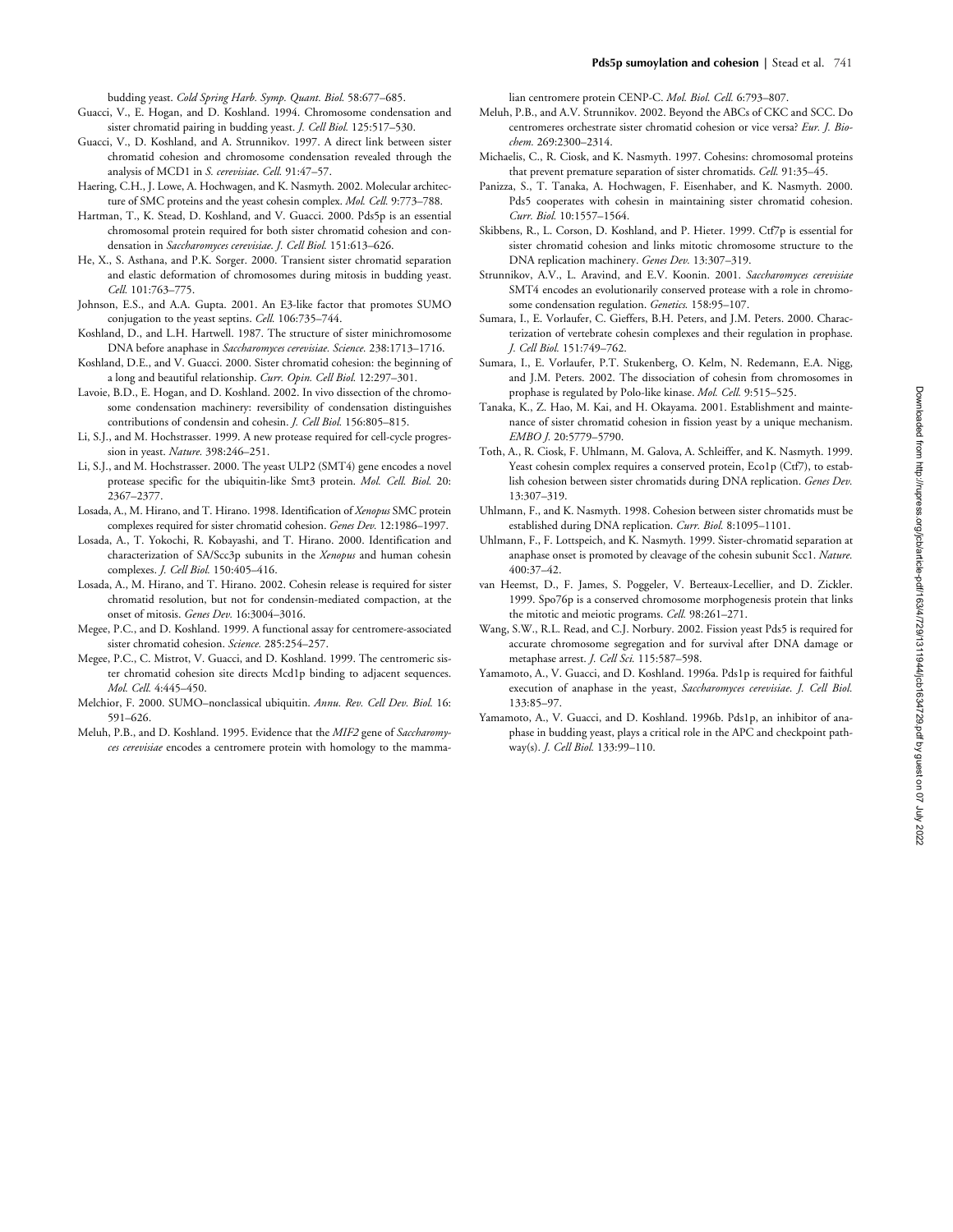budding yeast. *Cold Spring Harb. Symp. Quant. Biol.* 58:677–685.

Guacci, V., E. Hogan, and D. Koshland. 1994. Chromosome condensation and sister chromatid pairing in budding yeast. *J. Cell Biol.* 125:517–530.

Guacci, V., D. Koshland, and A. Strunnikov. 1997. A direct link between sister chromatid cohesion and chromosome condensation revealed through the analysis of MCD1 in *S. cerevisiae*. *Cell.* 91:47–57.

Haering, C.H., J. Lowe, A. Hochwagen, and K. Nasmyth. 2002. Molecular architecture of SMC proteins and the yeast cohesin complex. *Mol. Cell.* 9:773–788.

Hartman, T., K. Stead, D. Koshland, and V. Guacci. 2000. Pds5p is an essential chromosomal protein required for both sister chromatid cohesion and condensation in *Saccharomyces cerevisiae*. *J. Cell Biol.* 151:613–626.

He, X., S. Asthana, and P.K. Sorger. 2000. Transient sister chromatid separation and elastic deformation of chromosomes during mitosis in budding yeast. *Cell.* 101:763–775.

Johnson, E.S., and A.A. Gupta. 2001. An E3-like factor that promotes SUMO conjugation to the yeast septins. *Cell.* 106:735–744.

Koshland, D., and L.H. Hartwell. 1987. The structure of sister minichromosome DNA before anaphase in *Saccharomyces cerevisiae*. *Science.* 238:1713–1716.

Koshland, D.E., and V. Guacci. 2000. Sister chromatid cohesion: the beginning of a long and beautiful relationship. *Curr. Opin. Cell Biol.* 12:297–301.

Lavoie, B.D., E. Hogan, and D. Koshland. 2002. In vivo dissection of the chromosome condensation machinery: reversibility of condensation distinguishes contributions of condensin and cohesin. *J. Cell Biol.* 156:805–815.

Li, S.J., and M. Hochstrasser. 1999. A new protease required for cell-cycle progression in yeast. *Nature.* 398:246–251.

Li, S.J., and M. Hochstrasser. 2000. The yeast ULP2 (SMT4) gene encodes a novel protease specific for the ubiquitin-like Smt3 protein. *Mol. Cell. Biol.* 20: 2367–2377.

Losada, A., M. Hirano, and T. Hirano. 1998. Identification of *Xenopus* SMC protein complexes required for sister chromatid cohesion. *Genes Dev.* 12:1986–1997.

Losada, A., T. Yokochi, R. Kobayashi, and T. Hirano. 2000. Identification and characterization of SA/Scc3p subunits in the *Xenopus* and human cohesin complexes. *J. Cell Biol.* 150:405–416.

Losada, A., M. Hirano, and T. Hirano. 2002. Cohesin release is required for sister chromatid resolution, but not for condensin-mediated compaction, at the onset of mitosis. *Genes Dev.* 16:3004–3016.

Megee, P.C., and D. Koshland. 1999. A functional assay for centromere-associated sister chromatid cohesion. *Science.* 285:254–257.

Megee, P.C., C. Mistrot, V. Guacci, and D. Koshland. 1999. The centromeric sister chromatid cohesion site directs Mcd1p binding to adjacent sequences. *Mol. Cell.* 4:445–450.

Melchior, F. 2000. SUMO–nonclassical ubiquitin. *Annu. Rev. Cell Dev. Biol.* 16: 591–626.

Meluh, P.B., and D. Koshland. 1995. Evidence that the *MIF2* gene of *Saccharomyces cerevisiae* encodes a centromere protein with homology to the mammalian centromere protein CENP-C. *Mol. Biol. Cell.* 6:793–807.

Meluh, P.B., and A.V. Strunnikov. 2002. Beyond the ABCs of CKC and SCC. Do centromeres orchestrate sister chromatid cohesion or vice versa? *Eur. J. Biochem.* 269:2300–2314.

Michaelis, C., R. Ciosk, and K. Nasmyth. 1997. Cohesins: chromosomal proteins that prevent premature separation of sister chromatids. *Cell.* 91:35–45.

Panizza, S., T. Tanaka, A. Hochwagen, F. Eisenhaber, and K. Nasmyth. 2000. Pds5 cooperates with cohesin in maintaining sister chromatid cohesion. *Curr. Biol.* 10:1557–1564.

Skibbens, R., L. Corson, D. Koshland, and P. Hieter. 1999. Ctf7p is essential for sister chromatid cohesion and links mitotic chromosome structure to the DNA replication machinery. *Genes Dev.* 13:307–319.

Strunnikov, A.V., L. Aravind, and E.V. Koonin. 2001. *Saccharomyces cerevisiae* SMT4 encodes an evolutionarily conserved protease with a role in chromosome condensation regulation. *Genetics.* 158:95–107.

Sumara, I., E. Vorlaufer, C. Gieffers, B.H. Peters, and J.M. Peters. 2000. Characterization of vertebrate cohesin complexes and their regulation in prophase. *J. Cell Biol.* 151:749–762.

Sumara, I., E. Vorlaufer, P.T. Stukenberg, O. Kelm, N. Redemann, E.A. Nigg, and J.M. Peters. 2002. The dissociation of cohesin from chromosomes in prophase is regulated by Polo-like kinase. *Mol. Cell.* 9:515–525.

Tanaka, K., Z. Hao, M. Kai, and H. Okayama. 2001. Establishment and maintenance of sister chromatid cohesion in fission yeast by a unique mechanism. *EMBO J.* 20:5779–5790.

Toth, A., R. Ciosk, F. Uhlmann, M. Galova, A. Schleiffer, and K. Nasmyth. 1999. Yeast cohesin complex requires a conserved protein, Eco1p (Ctf7), to establish cohesion between sister chromatids during DNA replication. *Genes Dev.* 13:307–319.

Uhlmann, F., and K. Nasmyth. 1998. Cohesion between sister chromatids must be established during DNA replication. *Curr. Biol.* 8:1095–1101.

Uhlmann, F., F. Lottspeich, and K. Nasmyth. 1999. Sister-chromatid separation at anaphase onset is promoted by cleavage of the cohesin subunit Scc1. *Nature.* 400:37–42.

van Heemst, D., F. James, S. Poggeler, V. Berteaux-Lecellier, and D. Zickler. 1999. Spo76p is a conserved chromosome morphogenesis protein that links the mitotic and meiotic programs. *Cell.* 98:261–271.

Wang, S.W., R.L. Read, and C.J. Norbury. 2002. Fission yeast Pds5 is required for accurate chromosome segregation and for survival after DNA damage or metaphase arrest. *J. Cell Sci.* 115:587–598.

Yamamoto, A., V. Guacci, and D. Koshland. 1996a. Pds1p is required for faithful execution of anaphase in the yeast, *Saccharomyces cerevisiae*. *J. Cell Biol.* 133:85–97.

Yamamoto, A., V. Guacci, and D. Koshland. 1996b. Pds1p, an inhibitor of anaphase in budding yeast, plays a critical role in the APC and checkpoint pathway(s). *J. Cell Biol.* 133:99–110.